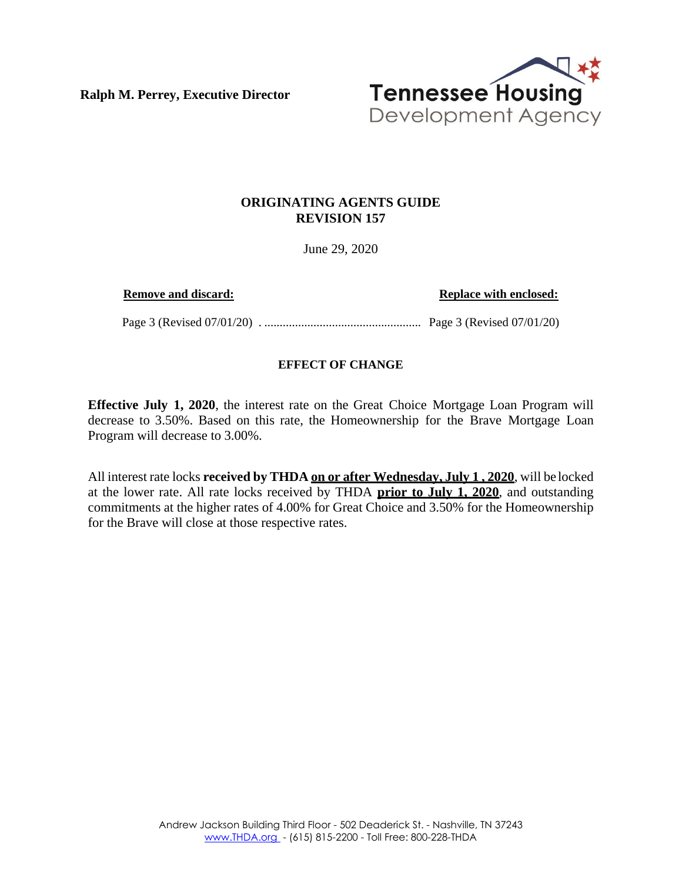**Ralph M. Perrey, Executive Director**

Tennessee Housing
Development Agency

**ORIGINATING AGENTS GUIDE**
**REVISION 157**

June 29, 2020

| **Remove and discard:** | **Replace with enclosed:** |
| --- | --- |
| Page 3 (Revised 07/01/20) | Page 3 (Revised 07/01/20) |

**EFFECT OF CHANGE**

**Effective July 1, 2020**, the interest rate on the Great Choice Mortgage Loan Program will decrease to 3.50%. Based on this rate, the Homeownership for the Brave Mortgage Loan Program will decrease to 3.00%.

All interest rate locks **received by THDA on or after Wednesday, July 1 , 2020**, will be locked at the lower rate. All rate locks received by THDA **prior to July 1, 2020**, and outstanding commitments at the higher rates of 4.00% for Great Choice and 3.50% for the Homeownership for the Brave will close at those respective rates.

Andrew Jackson Building Third Floor - 502 Deaderick St. - Nashville, TN 37243
www.THDA.org - (615) 815-2200 - Toll Free: 800-228-THDA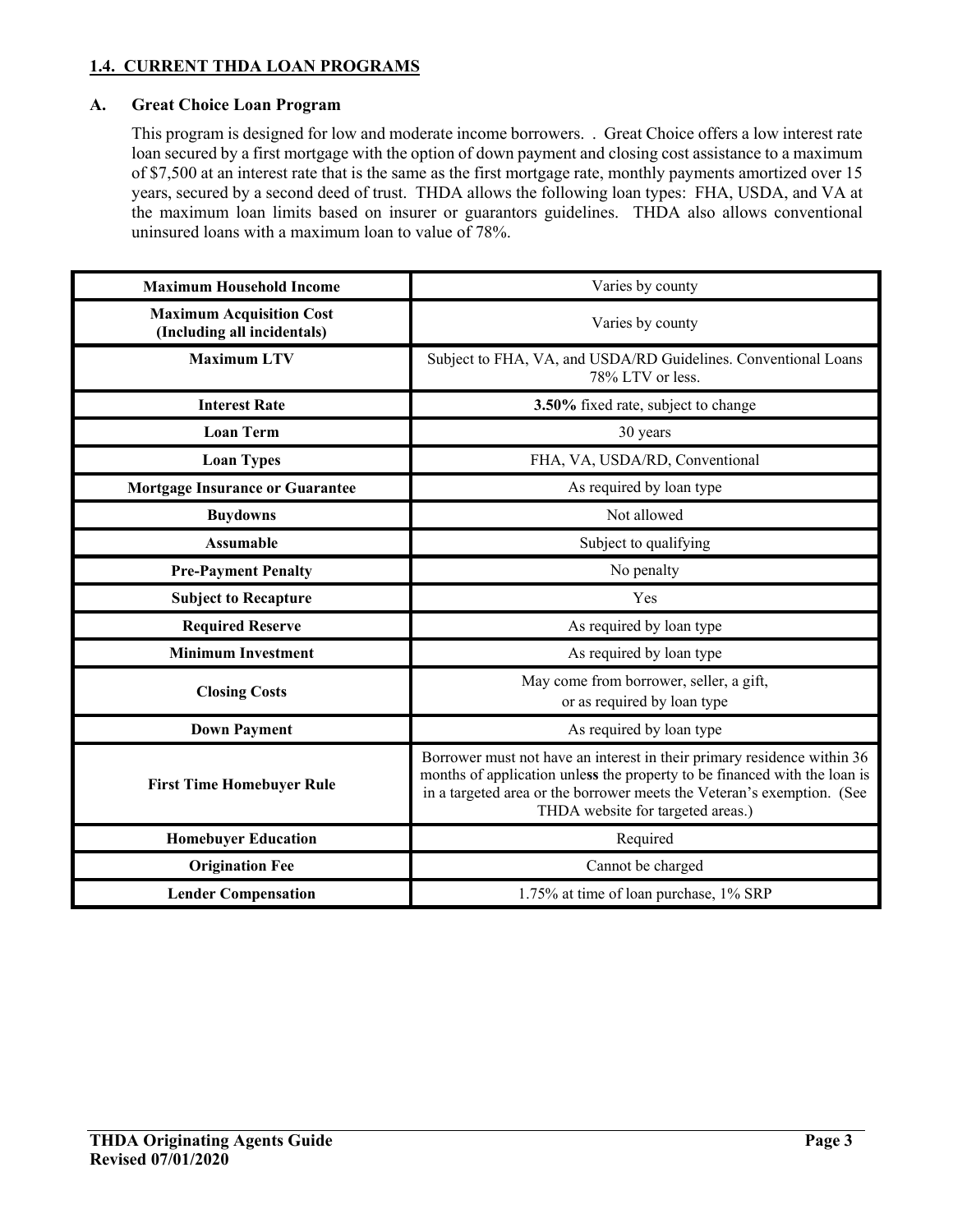## 1.4. CURRENT THDA LOAN PROGRAMS

### A. Great Choice Loan Program

This program is designed for low and moderate income borrowers. . Great Choice offers a low interest rate loan secured by a first mortgage with the option of down payment and closing cost assistance to a maximum of $7,500 at an interest rate that is the same as the first mortgage rate, monthly payments amortized over 15 years, secured by a second deed of trust. THDA allows the following loan types: FHA, USDA, and VA at the maximum loan limits based on insurer or guarantors guidelines. THDA also allows conventional uninsured loans with a maximum loan to value of 78%.

| | |
|---|---|
| **Maximum Household Income** | Varies by county |
| **Maximum Acquisition Cost (Including all incidentals)** | Varies by county |
| **Maximum LTV** | Subject to FHA, VA, and USDA/RD Guidelines. Conventional Loans 78% LTV or less. |
| **Interest Rate** | **3.50%** fixed rate, subject to change |
| **Loan Term** | 30 years |
| **Loan Types** | FHA, VA, USDA/RD, Conventional |
| **Mortgage Insurance or Guarantee** | As required by loan type |
| **Buydowns** | Not allowed |
| **Assumable** | Subject to qualifying |
| **Pre-Payment Penalty** | No penalty |
| **Subject to Recapture** | Yes |
| **Required Reserve** | As required by loan type |
| **Minimum Investment** | As required by loan type |
| **Closing Costs** | May come from borrower, seller, a gift, or as required by loan type |
| **Down Payment** | As required by loan type |
| **First Time Homebuyer Rule** | Borrower must not have an interest in their primary residence within 36 months of application unless the property to be financed with the loan is in a targeted area or the borrower meets the Veteran's exemption. (See THDA website for targeted areas.) |
| **Homebuyer Education** | Required |
| **Origination Fee** | Cannot be charged |
| **Lender Compensation** | 1.75% at time of loan purchase, 1% SRP |